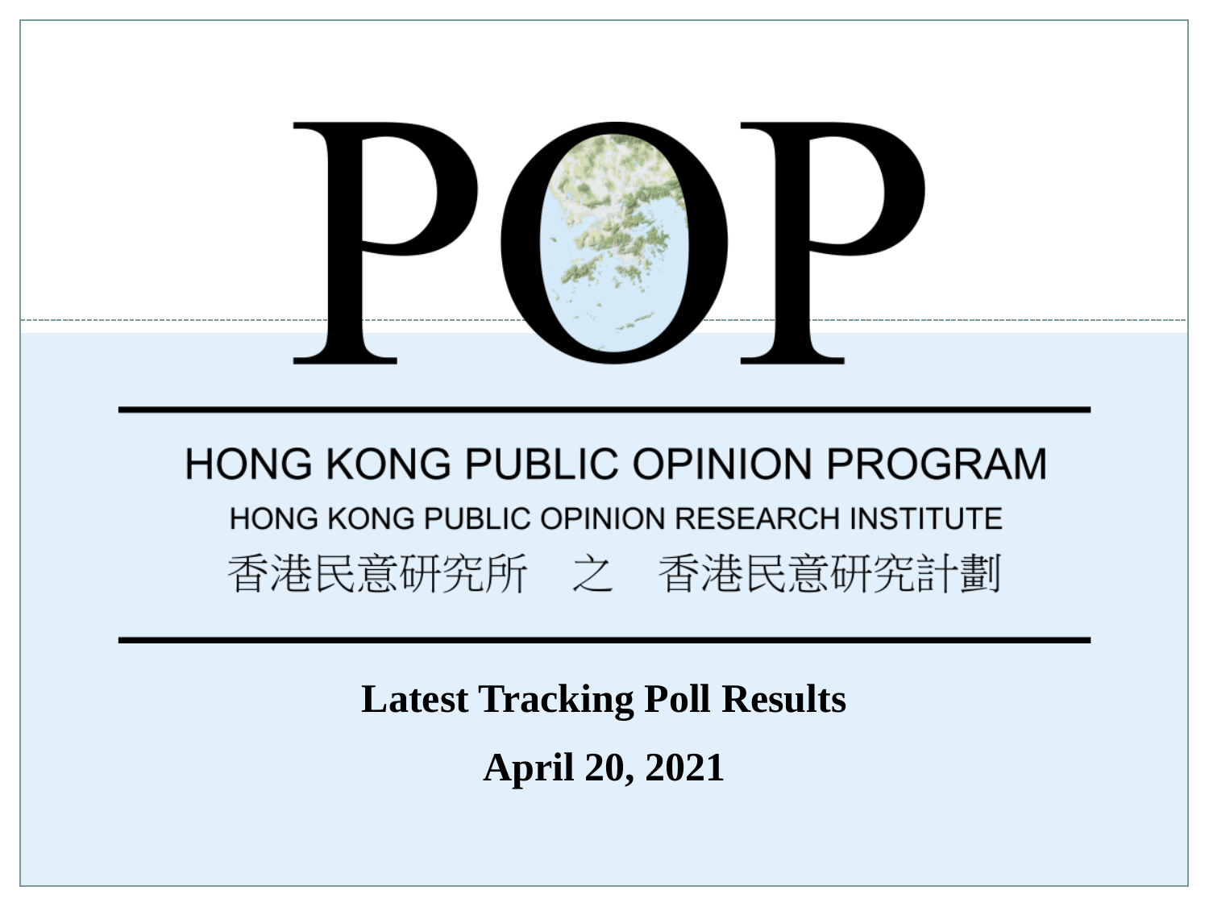# POP

## HONG KONG PUBLIC OPINION PROGRAM

HONG KONG PUBLIC OPINION RESEARCH INSTITUTE

香港民意研究所　之　香港民意研究計劃

**Latest Tracking Poll Results**

**April 20, 2021**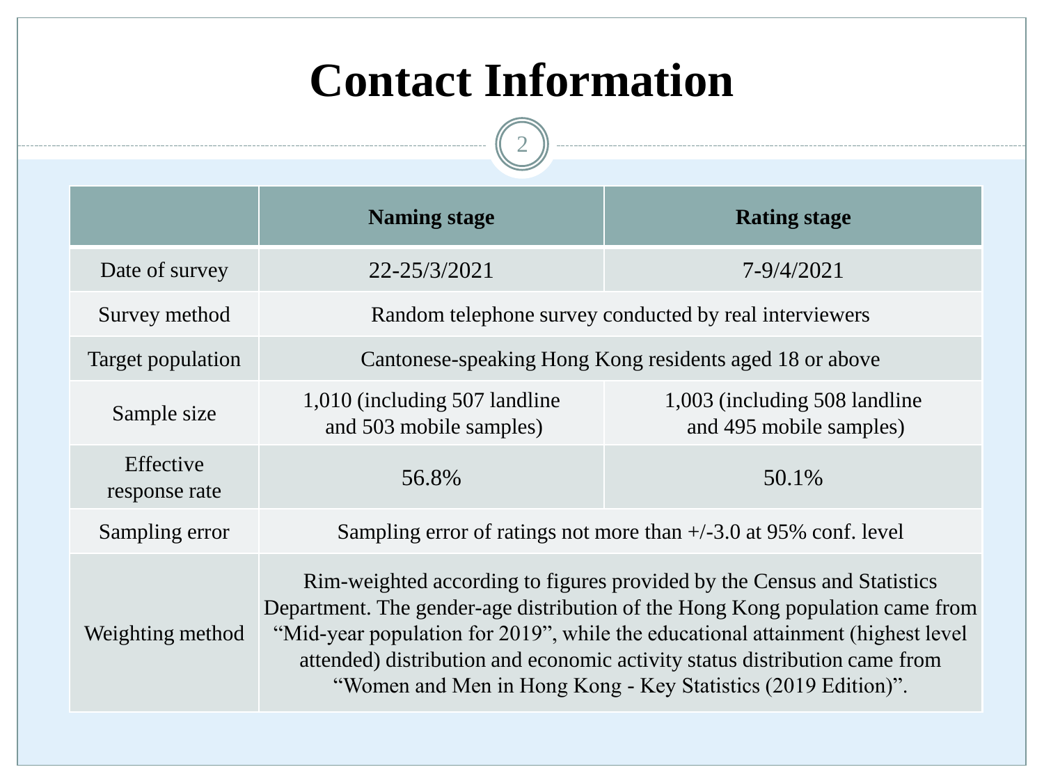# Contact Information

| | Naming stage | Rating stage |
|---|---|---|
| Date of survey | 22-25/3/2021 | 7-9/4/2021 |
| Survey method | Random telephone survey conducted by real interviewers | |
| Target population | Cantonese-speaking Hong Kong residents aged 18 or above | |
| Sample size | 1,010 (including 507 landline and 503 mobile samples) | 1,003 (including 508 landline and 495 mobile samples) |
| Effective response rate | 56.8% | 50.1% |
| Sampling error | Sampling error of ratings not more than +/-3.0 at 95% conf. level | |
| Weighting method | Rim-weighted according to figures provided by the Census and Statistics Department. The gender-age distribution of the Hong Kong population came from "Mid-year population for 2019", while the educational attainment (highest level attended) distribution and economic activity status distribution came from "Women and Men in Hong Kong - Key Statistics (2019 Edition)". | |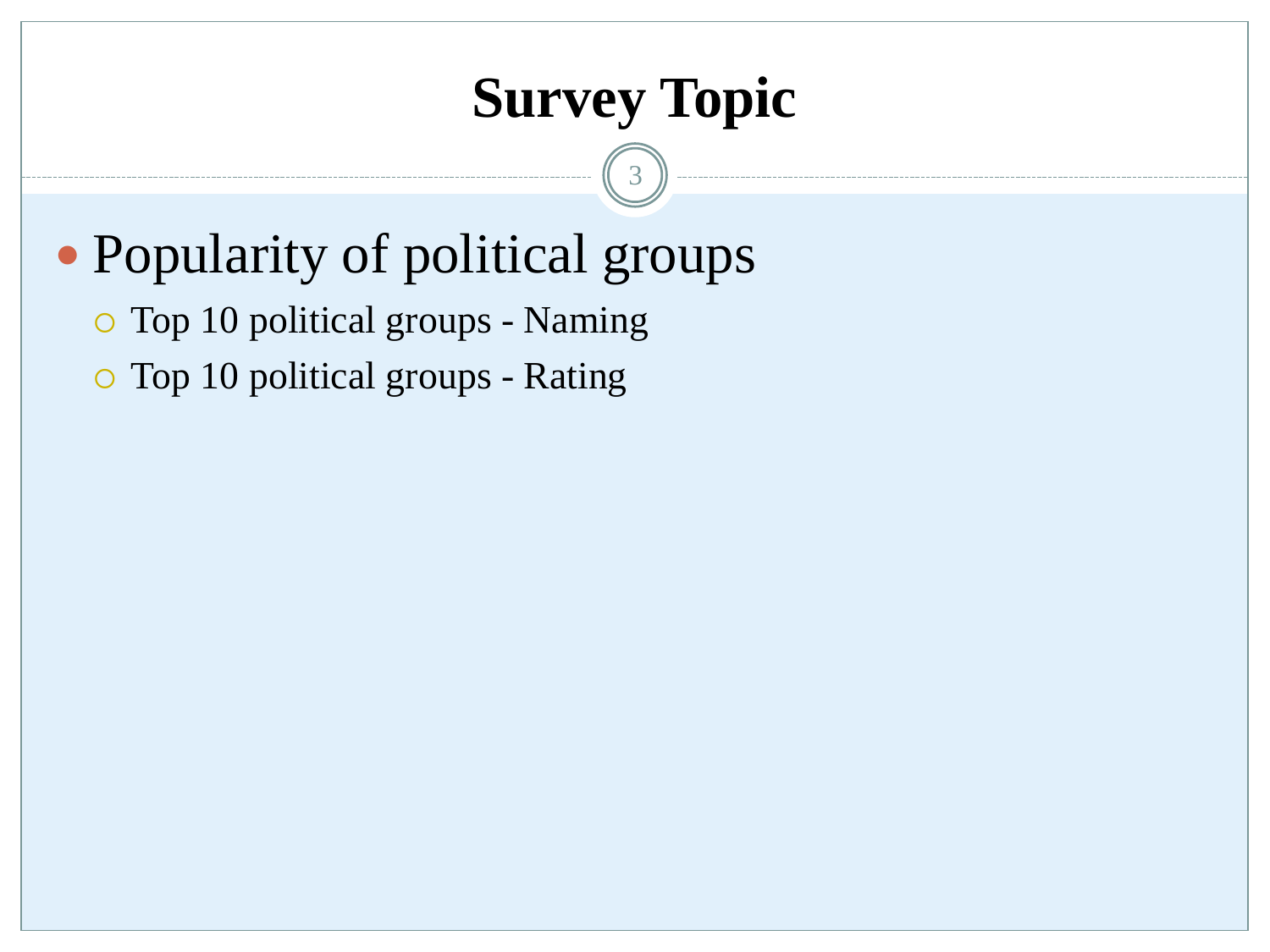# Survey Topic

- Popularity of political groups
  - Top 10 political groups - Naming
  - Top 10 political groups - Rating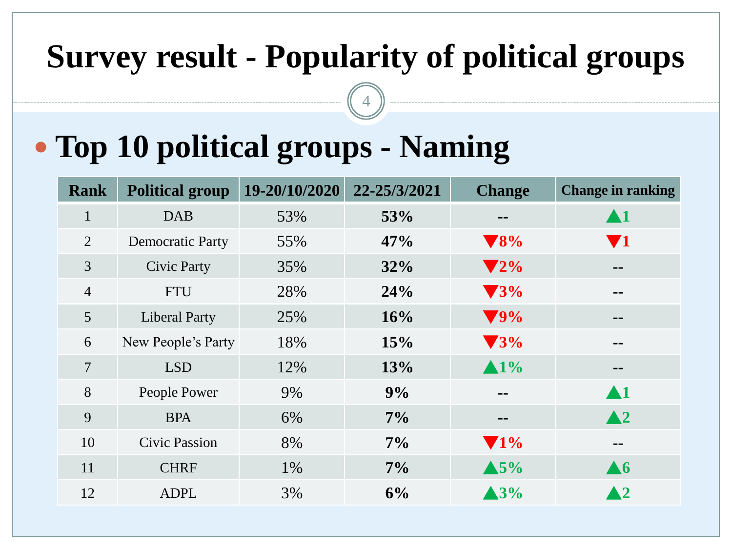# Survey result - Popularity of political groups

## Top 10 political groups - Naming

| Rank | Political group | 19-20/10/2020 | 22-25/3/2021 | Change | Change in ranking |
|---|---|---|---|---|---|
| 1 | DAB | 53% | **53%** | -- | ▲1 |
| 2 | Democratic Party | 55% | **47%** | ▼8% | ▼1 |
| 3 | Civic Party | 35% | **32%** | ▼2% | -- |
| 4 | FTU | 28% | **24%** | ▼3% | -- |
| 5 | Liberal Party | 25% | **16%** | ▼9% | -- |
| 6 | New People's Party | 18% | **15%** | ▼3% | -- |
| 7 | LSD | 12% | **13%** | ▲1% | -- |
| 8 | People Power | 9% | **9%** | -- | ▲1 |
| 9 | BPA | 6% | **7%** | -- | ▲2 |
| 10 | Civic Passion | 8% | **7%** | ▼1% | -- |
| 11 | CHRF | 1% | **7%** | ▲5% | ▲6 |
| 12 | ADPL | 3% | **6%** | ▲3% | ▲2 |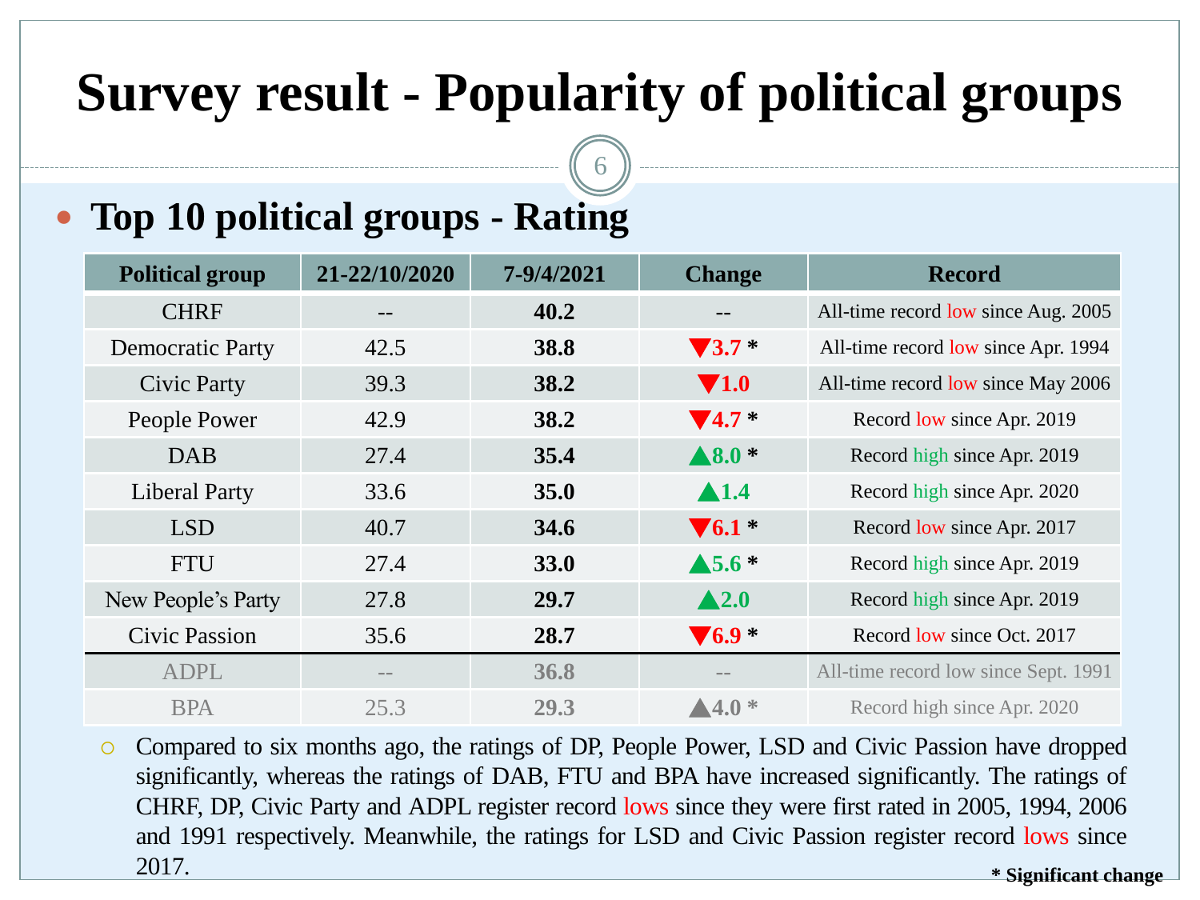# Survey result - Popularity of political groups

## Top 10 political groups - Rating

| Political group | 21-22/10/2020 | 7-9/4/2021 | Change | Record |
|---|---|---|---|---|
| CHRF | -- | **40.2** | -- | All-time record low since Aug. 2005 |
| Democratic Party | 42.5 | **38.8** | ▼3.7 * | All-time record low since Apr. 1994 |
| Civic Party | 39.3 | **38.2** | ▼1.0 | All-time record low since May 2006 |
| People Power | 42.9 | **38.2** | ▼4.7 * | Record low since Apr. 2019 |
| DAB | 27.4 | **35.4** | ▲8.0 * | Record high since Apr. 2019 |
| Liberal Party | 33.6 | **35.0** | ▲1.4 | Record high since Apr. 2020 |
| LSD | 40.7 | **34.6** | ▼6.1 * | Record low since Apr. 2017 |
| FTU | 27.4 | **33.0** | ▲5.6 * | Record high since Apr. 2019 |
| New People's Party | 27.8 | **29.7** | ▲2.0 | Record high since Apr. 2019 |
| Civic Passion | 35.6 | **28.7** | ▼6.9 * | Record low since Oct. 2017 |
| ADPL | -- | **36.8** | -- | All-time record low since Sept. 1991 |
| BPA | 25.3 | **29.3** | ▲4.0 * | Record high since Apr. 2020 |

- Compared to six months ago, the ratings of DP, People Power, LSD and Civic Passion have dropped significantly, whereas the ratings of DAB, FTU and BPA have increased significantly. The ratings of CHRF, DP, Civic Party and ADPL register record lows since they were first rated in 2005, 1994, 2006 and 1991 respectively. Meanwhile, the ratings for LSD and Civic Passion register record lows since 2017.

**\* Significant change**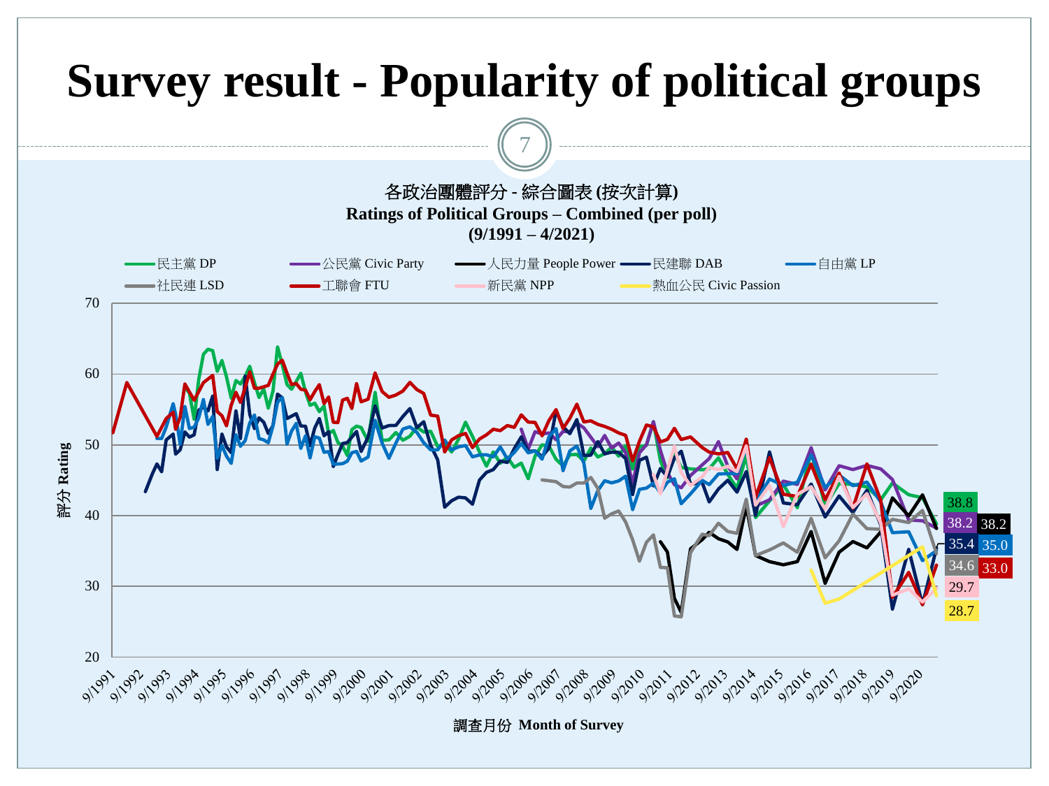# Survey result - Popularity of political groups

各政治團體評分 - 綜合圖表 (按次計算)
**Ratings of Political Groups – Combined (per poll)**
**(9/1991 – 4/2021)**

Legend: 民主黨 DP; 公民黨 Civic Party; 人民力量 People Power; 民建聯 DAB; 自由黨 LP; 社民連 LSD; 工聯會 FTU; 新民黨 NPP; 熱血公民 Civic Passion

Latest ratings: 38.8; 38.2; 38.2; 35.4; 35.0; 34.6; 33.0; 29.7; 28.7

Y-axis: 評分 Rating (20–70)

X-axis: 調查月份 Month of Survey (9/1991 – 9/2020)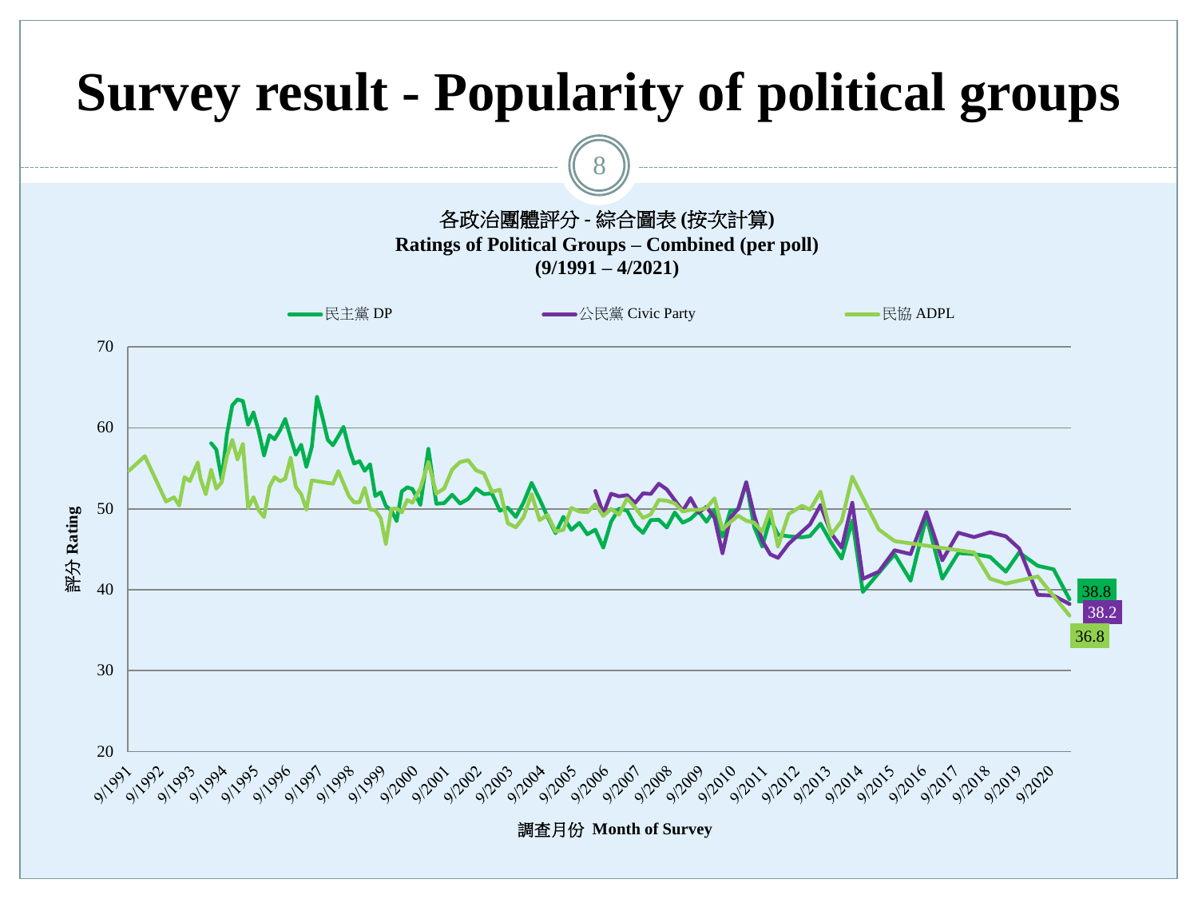# Survey result - Popularity of political groups

各政治團體評分 - 綜合圖表 (按次計算)
**Ratings of Political Groups – Combined (per poll)**
**(9/1991 – 4/2021)**

民主黨 DP　　公民黨 Civic Party　　民協 ADPL

評分 Rating

38.8
38.2
36.8

調查月份 **Month of Survey**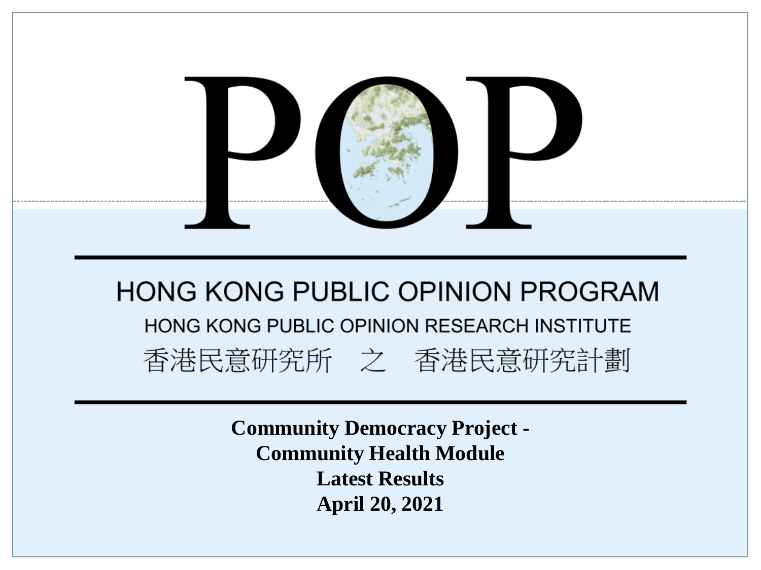# POP

## HONG KONG PUBLIC OPINION PROGRAM

HONG KONG PUBLIC OPINION RESEARCH INSTITUTE

香港民意研究所　之　香港民意研究計劃

**Community Democracy Project -**
**Community Health Module**
**Latest Results**
**April 20, 2021**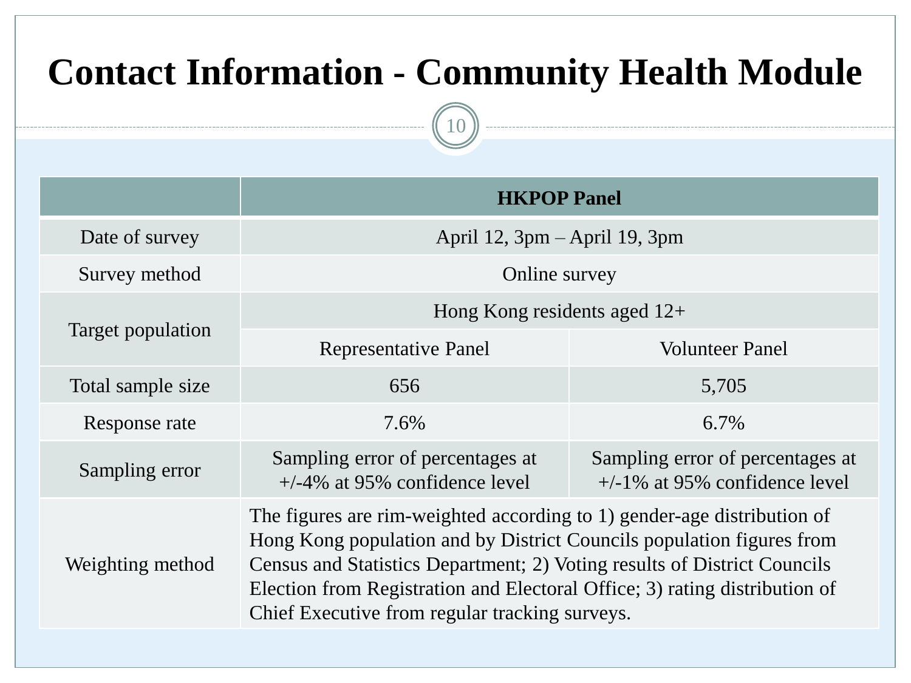# Contact Information - Community Health Module

| | HKPOP Panel | |
|---|---|---|
| Date of survey | April 12, 3pm – April 19, 3pm | |
| Survey method | Online survey | |
| Target population | Hong Kong residents aged 12+ | |
| | Representative Panel | Volunteer Panel |
| Total sample size | 656 | 5,705 |
| Response rate | 7.6% | 6.7% |
| Sampling error | Sampling error of percentages at +/-4% at 95% confidence level | Sampling error of percentages at +/-1% at 95% confidence level |
| Weighting method | The figures are rim-weighted according to 1) gender-age distribution of Hong Kong population and by District Councils population figures from Census and Statistics Department; 2) Voting results of District Councils Election from Registration and Electoral Office; 3) rating distribution of Chief Executive from regular tracking surveys. | |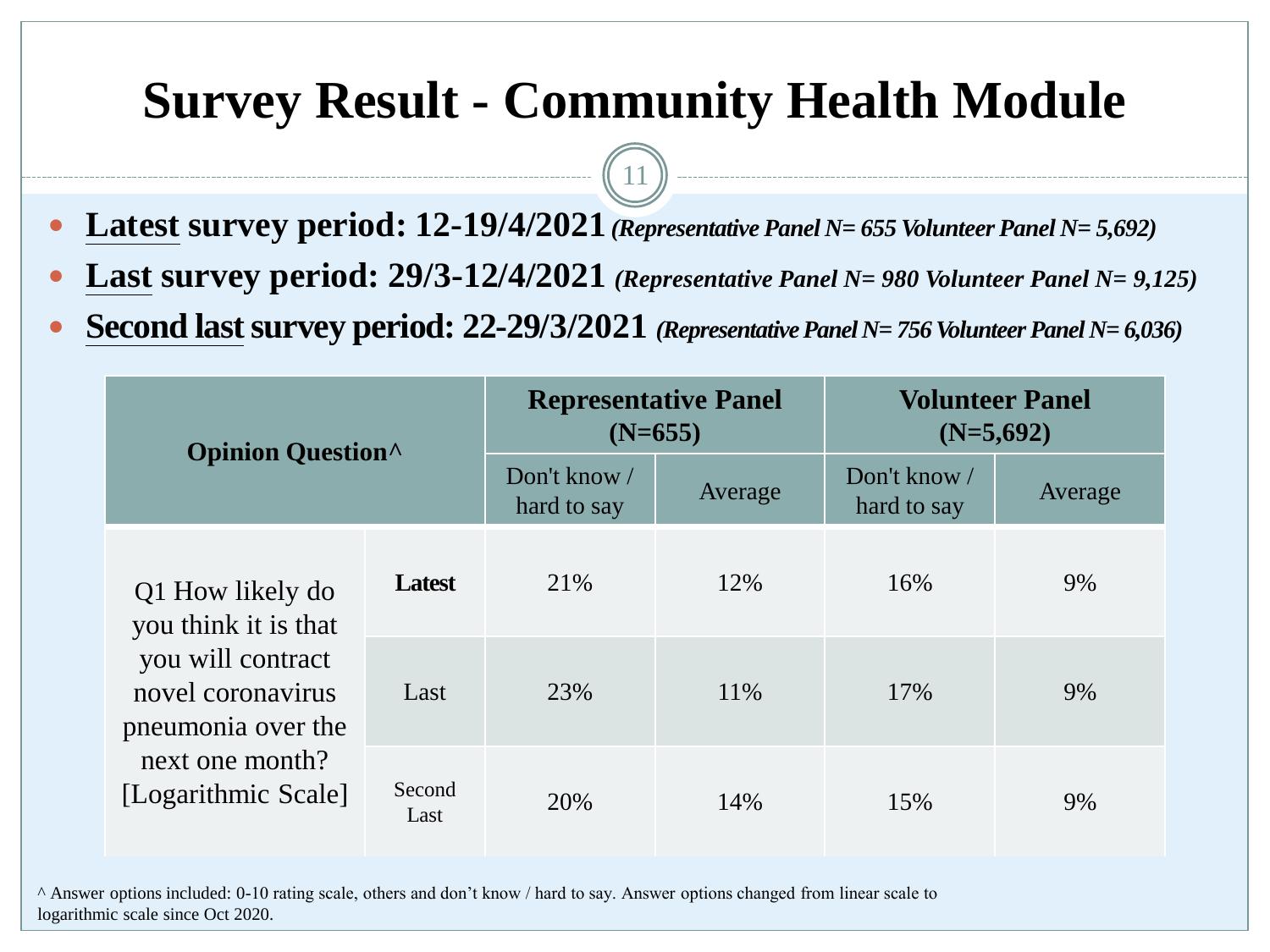# Survey Result - Community Health Module

- **<u>Latest</u> survey period: 12-19/4/2021** ***(Representative Panel N= 655 Volunteer Panel N= 5,692)***
- **<u>Last</u> survey period: 29/3-12/4/2021** ***(Representative Panel N= 980 Volunteer Panel N= 9,125)***
- **<u>Second last</u> survey period: 22-29/3/2021** ***(Representative Panel N= 756 Volunteer Panel N= 6,036)***

| **Opinion Question^** | | **Representative Panel (N=655)** | | **Volunteer Panel (N=5,692)** | |
|---|---|---|---|---|---|
| | | Don't know / hard to say | Average | Don't know / hard to say | Average |
| Q1 How likely do you think it is that you will contract novel coronavirus pneumonia over the next one month? [Logarithmic Scale] | **Latest** | 21% | 12% | 16% | 9% |
| | Last | 23% | 11% | 17% | 9% |
| | Second Last | 20% | 14% | 15% | 9% |

^ Answer options included: 0-10 rating scale, others and don't know / hard to say. Answer options changed from linear scale to logarithmic scale since Oct 2020.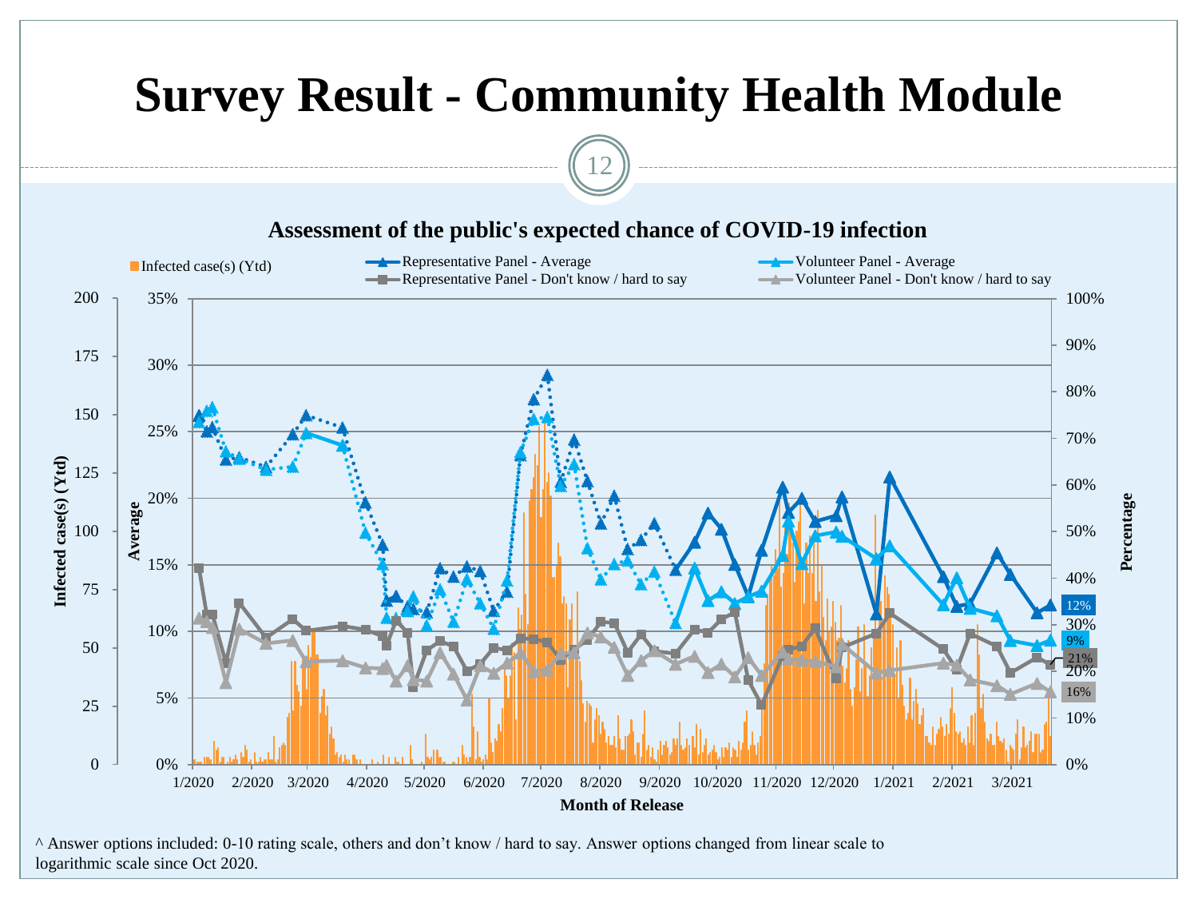# Survey Result - Community Health Module

## Assessment of the public's expected chance of COVID-19 infection

Legend: Infected case(s) (Ytd); Representative Panel - Average; Representative Panel - Don't know / hard to say; Volunteer Panel - Average; Volunteer Panel - Don't know / hard to say

Left axis: Infected case(s) (Ytd) (0–200); Average (0%–35%)

Right axis: Percentage (0%–100%)

X-axis: Month of Release (1/2020 – 3/2021)

Latest values: 12%, 9%, 21%, 16%

^ Answer options included: 0-10 rating scale, others and don't know / hard to say. Answer options changed from linear scale to logarithmic scale since Oct 2020.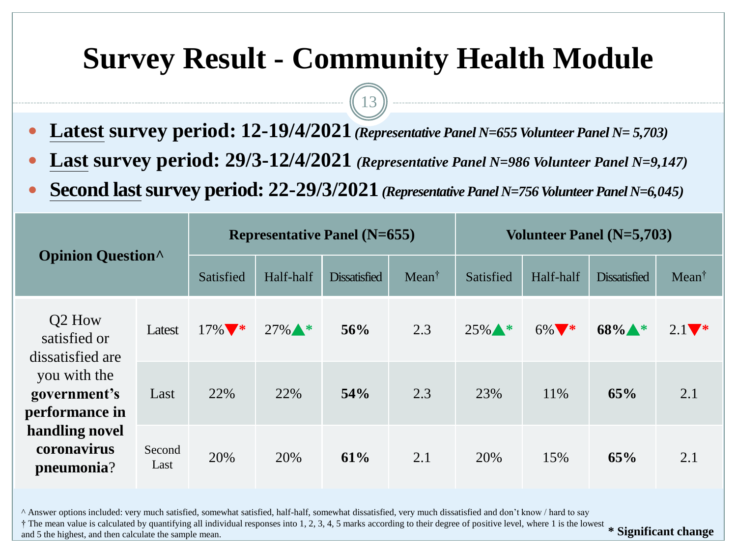# Survey Result - Community Health Module

- **Latest survey period: 12-19/4/2021** ***(Representative Panel N=655 Volunteer Panel N= 5,703)***
- **Last survey period: 29/3-12/4/2021** ***(Representative Panel N=986 Volunteer Panel N=9,147)***
- **Second last survey period: 22-29/3/2021** ***(Representative Panel N=756 Volunteer Panel N=6,045)***

| Opinion Question^ | | Representative Panel (N=655) | | | | Volunteer Panel (N=5,703) | | | |
|---|---|---|---|---|---|---|---|---|---|
| | | Satisfied | Half-half | Dissatisfied | Mean† | Satisfied | Half-half | Dissatisfied | Mean† |
| Q2 How satisfied or dissatisfied are you with the **government's performance in handling novel coronavirus pneumonia**? | Latest | 17%▼* | 27%▲* | **56%** | 2.3 | 25%▲* | 6%▼* | **68%**▲* | 2.1▼* |
| | Last | 22% | 22% | **54%** | 2.3 | 23% | 11% | **65%** | 2.1 |
| | Second Last | 20% | 20% | **61%** | 2.1 | 20% | 15% | **65%** | 2.1 |

^ Answer options included: very much satisfied, somewhat satisfied, half-half, somewhat dissatisfied, very much dissatisfied and don't know / hard to say

† The mean value is calculated by quantifying all individual responses into 1, 2, 3, 4, 5 marks according to their degree of positive level, where 1 is the lowest and 5 the highest, and then calculate the sample mean.

**\* Significant change**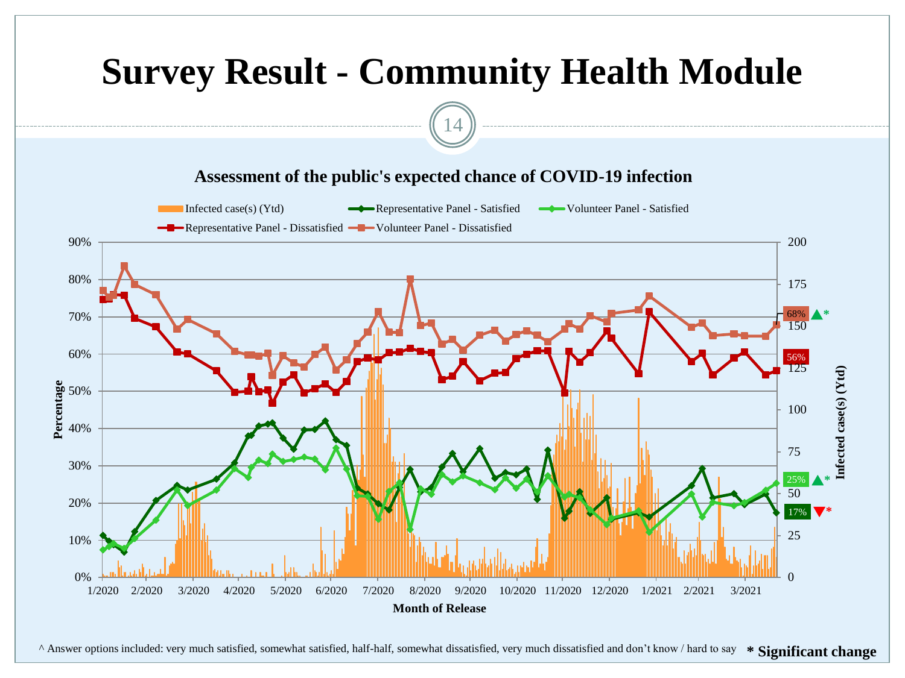# Survey Result - Community Health Module

## Assessment of the public's expected chance of COVID-19 infection

Legend: Infected case(s) (Ytd); Representative Panel - Satisfied; Volunteer Panel - Satisfied; Representative Panel - Dissatisfied; Volunteer Panel - Dissatisfied

Percentage (0% – 90%) | Infected case(s) (Ytd) (0 – 200)

Month of Release: 1/2020, 2/2020, 3/2020, 4/2020, 5/2020, 6/2020, 7/2020, 8/2020, 9/2020, 10/2020, 11/2020, 12/2020, 1/2021, 2/2021, 3/2021

Latest values: Volunteer Panel - Dissatisfied 68% ▲*; Representative Panel - Dissatisfied 56%; Volunteer Panel - Satisfied 25% ▲*; Representative Panel - Satisfied 17% ▼*

^ Answer options included: very much satisfied, somewhat satisfied, half-half, somewhat dissatisfied, very much dissatisfied and don't know / hard to say

**\* Significant change**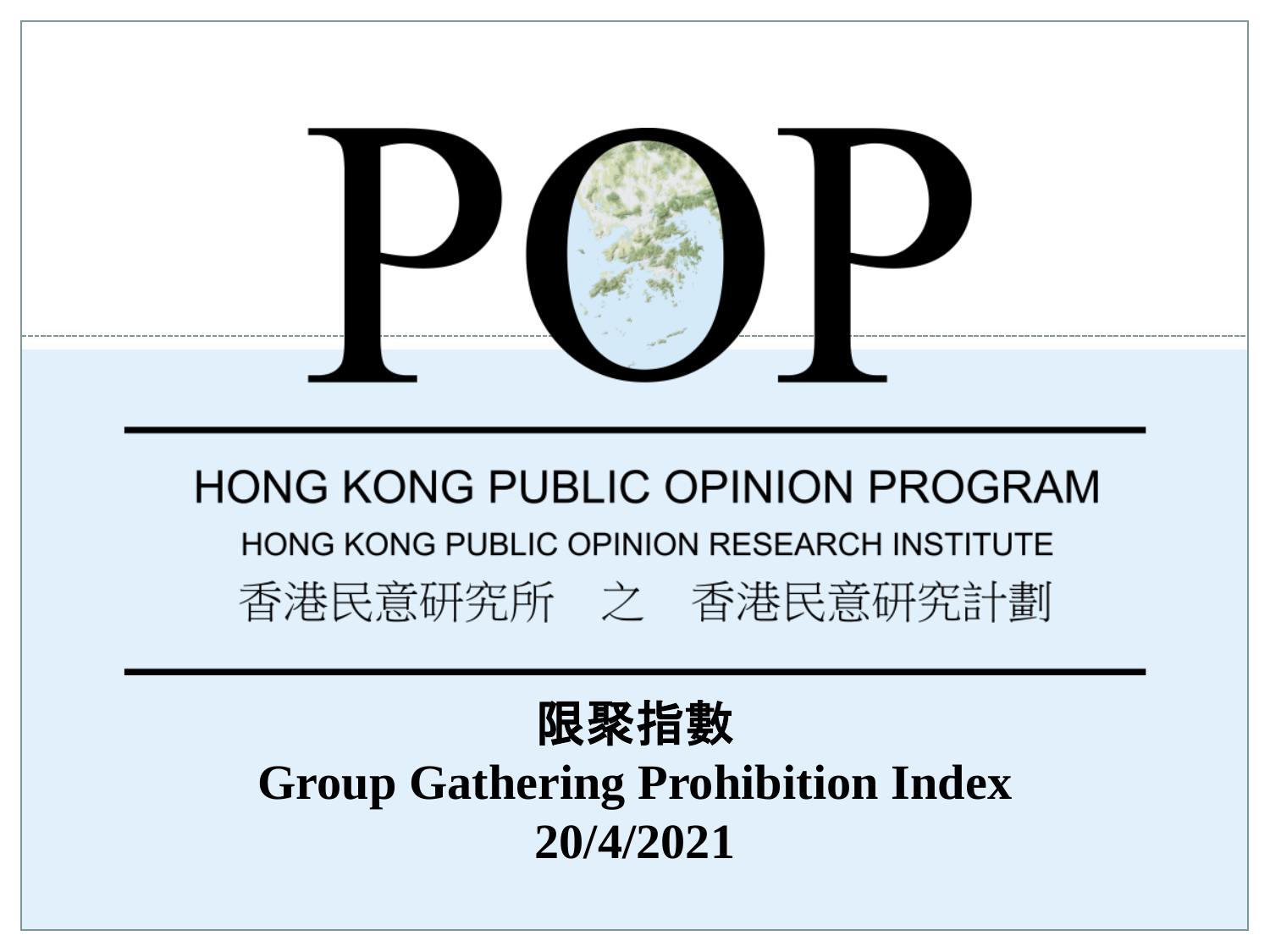# POP

HONG KONG PUBLIC OPINION PROGRAM

HONG KONG PUBLIC OPINION RESEARCH INSTITUTE

香港民意研究所　之　香港民意研究計劃

**限聚指數**

**Group Gathering Prohibition Index**

**20/4/2021**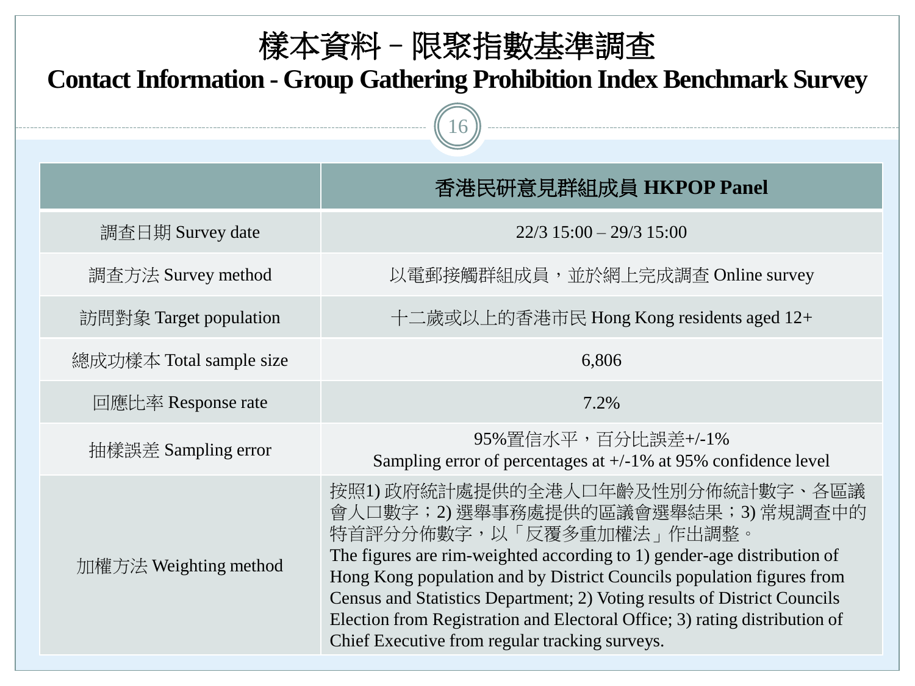# 樣本資料 – 限聚指數基準調查

## Contact Information - Group Gathering Prohibition Index Benchmark Survey

| | 香港民研意見群組成員 HKPOP Panel |
|---|---|
| 調查日期 Survey date | 22/3 15:00 – 29/3 15:00 |
| 調查方法 Survey method | 以電郵接觸群組成員，並於網上完成調查 Online survey |
| 訪問對象 Target population | 十二歲或以上的香港市民 Hong Kong residents aged 12+ |
| 總成功樣本 Total sample size | 6,806 |
| 回應比率 Response rate | 7.2% |
| 抽樣誤差 Sampling error | 95%置信水平，百分比誤差+/-1%<br>Sampling error of percentages at +/-1% at 95% confidence level |
| 加權方法 Weighting method | 按照1) 政府統計處提供的全港人口年齡及性別分佈統計數字、各區議會人口數字；2) 選舉事務處提供的區議會選舉結果；3) 常規調查中的特首評分分佈數字，以「反覆多重加權法」作出調整。<br>The figures are rim-weighted according to 1) gender-age distribution of Hong Kong population and by District Councils population figures from Census and Statistics Department; 2) Voting results of District Councils Election from Registration and Electoral Office; 3) rating distribution of Chief Executive from regular tracking surveys. |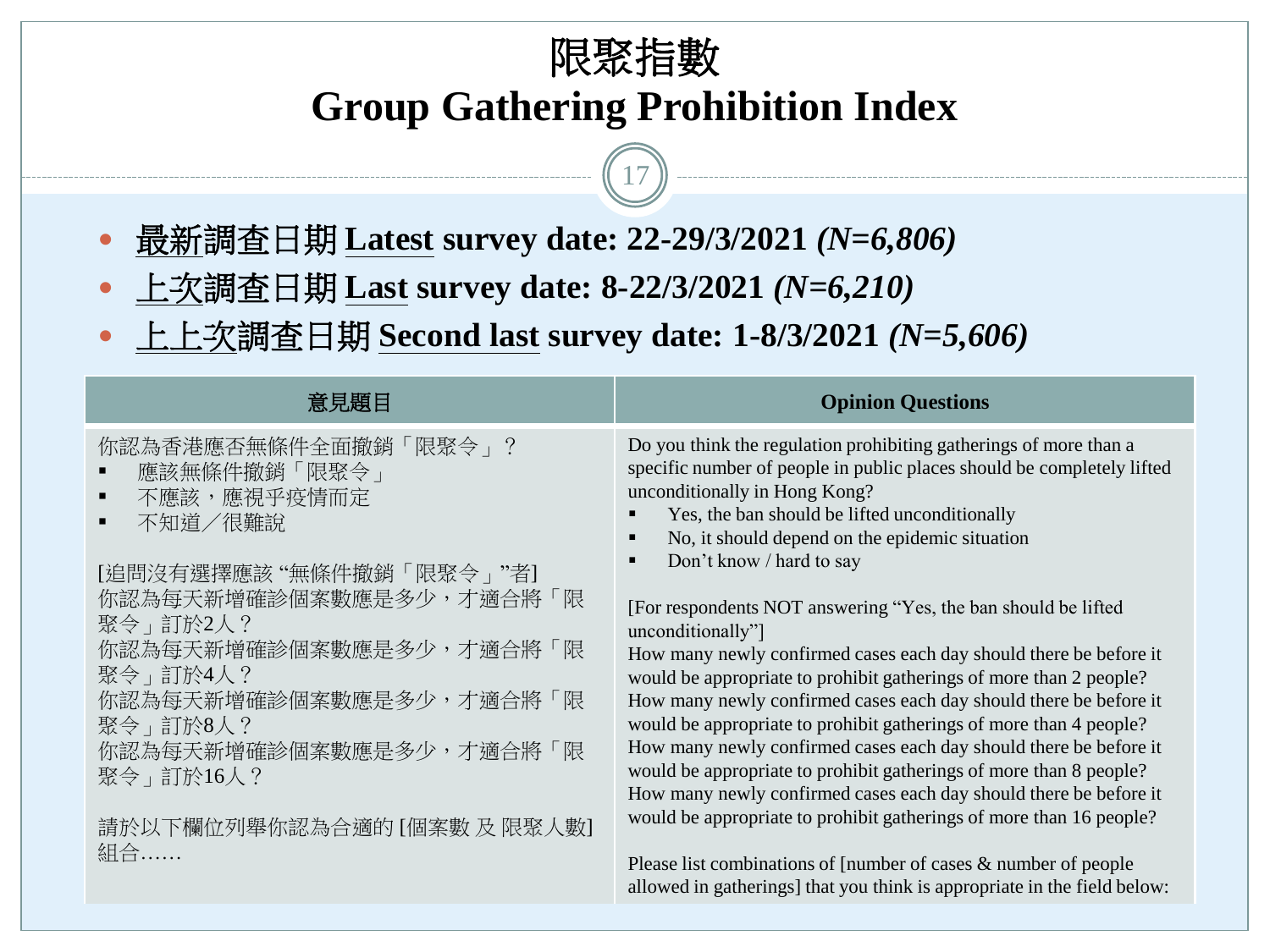# 限聚指數
# Group Gathering Prohibition Index

- 最新調查日期 **Latest survey date: 22-29/3/2021** ***(N=6,806)***
- 上次調查日期 **Last survey date: 8-22/3/2021** ***(N=6,210)***
- 上上次調查日期 **Second last survey date: 1-8/3/2021** ***(N=5,606)***

| 意見題目 | Opinion Questions |
|---|---|
| 你認為香港應否無條件全面撤銷「限聚令」？<br>▪ 應該無條件撤銷「限聚令」<br>▪ 不應該，應視乎疫情而定<br>▪ 不知道／很難說<br><br>[追問沒有選擇應該 "無條件撤銷「限聚令」"者]<br>你認為每天新增確診個案數應是多少，才適合將「限聚令」訂於2人？<br>你認為每天新增確診個案數應是多少，才適合將「限聚令」訂於4人？<br>你認為每天新增確診個案數應是多少，才適合將「限聚令」訂於8人？<br>你認為每天新增確診個案數應是多少，才適合將「限聚令」訂於16人？<br><br>請於以下欄位列舉你認為合適的 [個案數 及 限聚人數] 組合…… | Do you think the regulation prohibiting gatherings of more than a specific number of people in public places should be completely lifted unconditionally in Hong Kong?<br>▪ Yes, the ban should be lifted unconditionally<br>▪ No, it should depend on the epidemic situation<br>▪ Don't know / hard to say<br><br>[For respondents NOT answering "Yes, the ban should be lifted unconditionally"]<br>How many newly confirmed cases each day should there be before it would be appropriate to prohibit gatherings of more than 2 people?<br>How many newly confirmed cases each day should there be before it would be appropriate to prohibit gatherings of more than 4 people?<br>How many newly confirmed cases each day should there be before it would be appropriate to prohibit gatherings of more than 8 people?<br>How many newly confirmed cases each day should there be before it would be appropriate to prohibit gatherings of more than 16 people?<br><br>Please list combinations of [number of cases & number of people allowed in gatherings] that you think is appropriate in the field below: |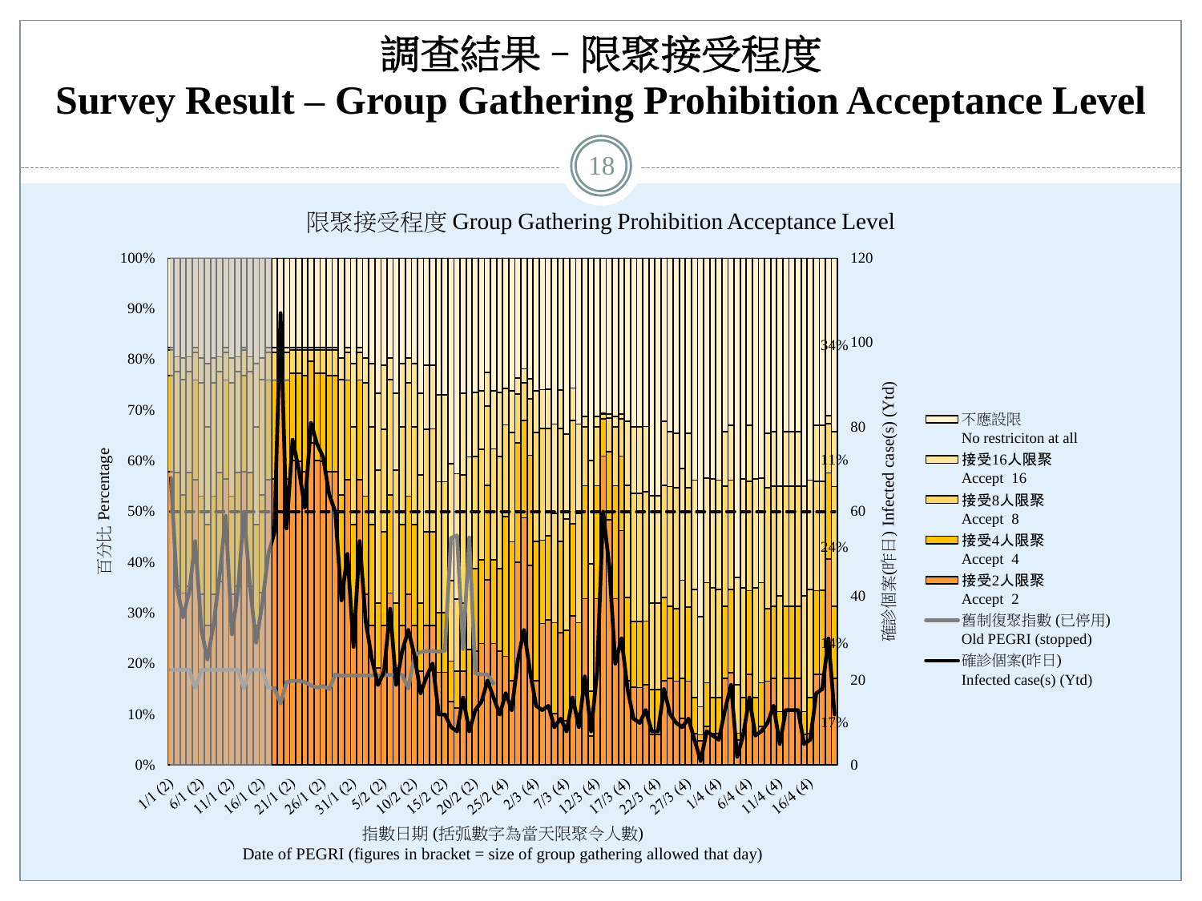# 調查結果－限聚接受程度

# Survey Result – Group Gathering Prohibition Acceptance Level

限聚接受程度 Group Gathering Prohibition Acceptance Level

百分比 Percentage: 0%, 10%, 20%, 30%, 40%, 50%, 60%, 70%, 80%, 90%, 100%

確診個案(昨日) Infected case(s) (Ytd): 0, 20, 40, 60, 80, 100, 120

Labels on final bar: 34%, 11%, 24%, 14%, 17%

Legend:

- 不應設限 No restriciton at all
- 接受16人限聚 Accept 16
- 接受8人限聚 Accept 8
- 接受4人限聚 Accept 4
- 接受2人限聚 Accept 2
- 舊制復聚指數 (已停用) Old PEGRI (stopped)
- 確診個案(昨日) Infected case(s) (Ytd)

X-axis dates: 1/1 (2), 6/1 (2), 11/1 (2), 16/1 (2), 21/1 (2), 26/1 (2), 31/1 (2), 5/2 (2), 10/2 (2), 15/2 (2), 20/2 (2), 25/2 (4), 2/3 (4), 7/3 (4), 12/3 (4), 17/3 (4), 22/3 (4), 27/3 (4), 1/4 (4), 6/4 (4), 11/4 (4), 16/4 (4)

指數日期 (括弧數字為當天限聚令人數)

Date of PEGRI (figures in bracket = size of group gathering allowed that day)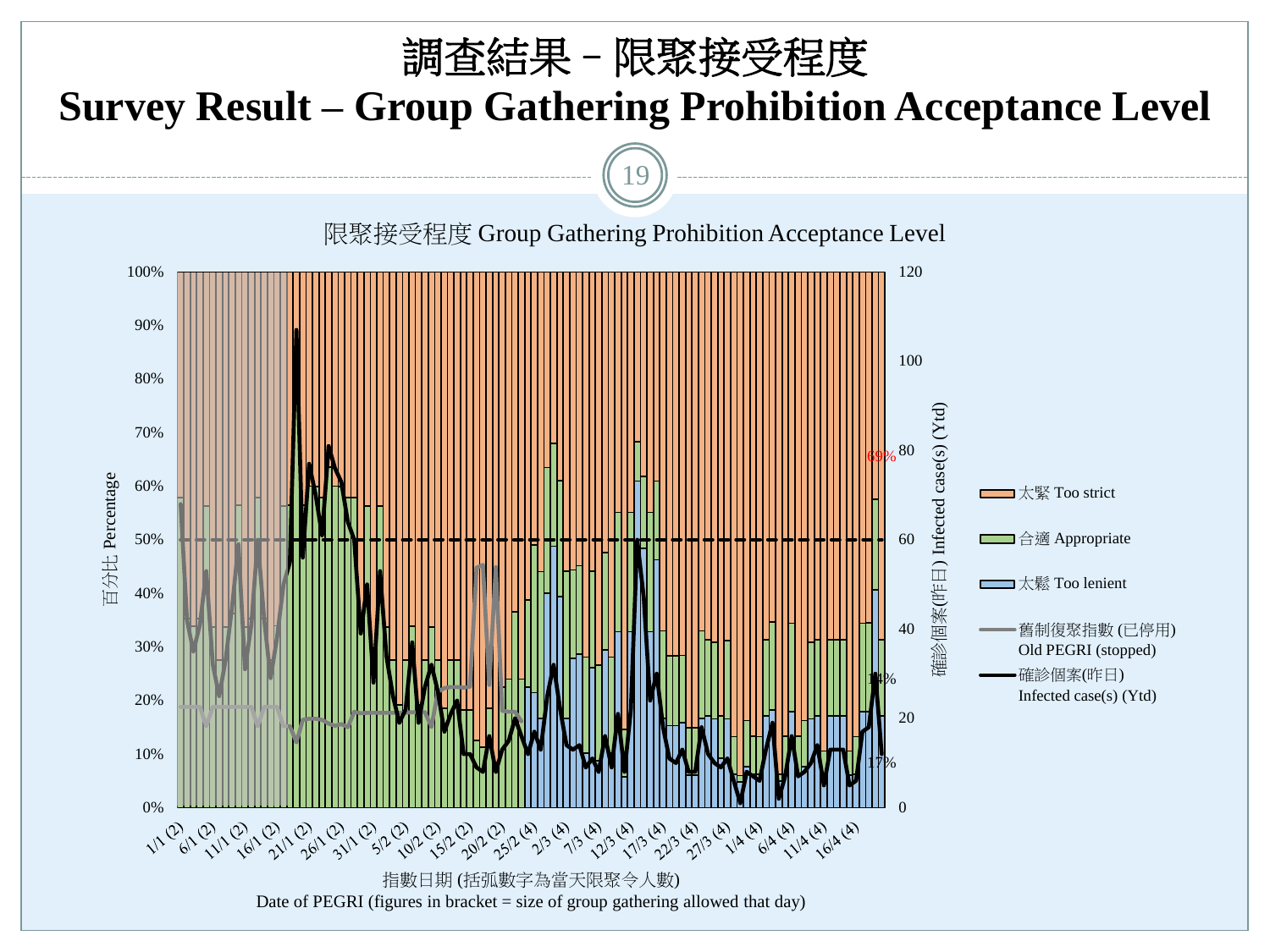# 調查結果 – 限聚接受程度

# Survey Result – Group Gathering Prohibition Acceptance Level

限聚接受程度 Group Gathering Prohibition Acceptance Level

百分比 Percentage: 0%, 10%, 20%, 30%, 40%, 50%, 60%, 70%, 80%, 90%, 100%

確診個案(昨日) Infected case(s) (Ytd): 0, 20, 40, 60, 80, 100, 120

69%

14%

17%

- 太緊 Too strict
- 合適 Appropriate
- 太鬆 Too lenient
- 舊制復聚指數 (已停用) Old PEGRI (stopped)
- 確診個案(昨日) Infected case(s) (Ytd)

1/1 (2), 6/1 (2), 11/1 (2), 16/1 (2), 21/1 (2), 26/1 (2), 31/1 (2), 5/2 (2), 10/2 (2), 15/2 (2), 20/2 (2), 25/2 (4), 2/3 (4), 7/3 (4), 12/3 (4), 17/3 (4), 22/3 (4), 27/3 (4), 1/4 (4), 6/4 (4), 11/4 (4), 16/4 (4)

指數日期 (括弧數字為當天限聚令人數)
Date of PEGRI (figures in bracket = size of group gathering allowed that day)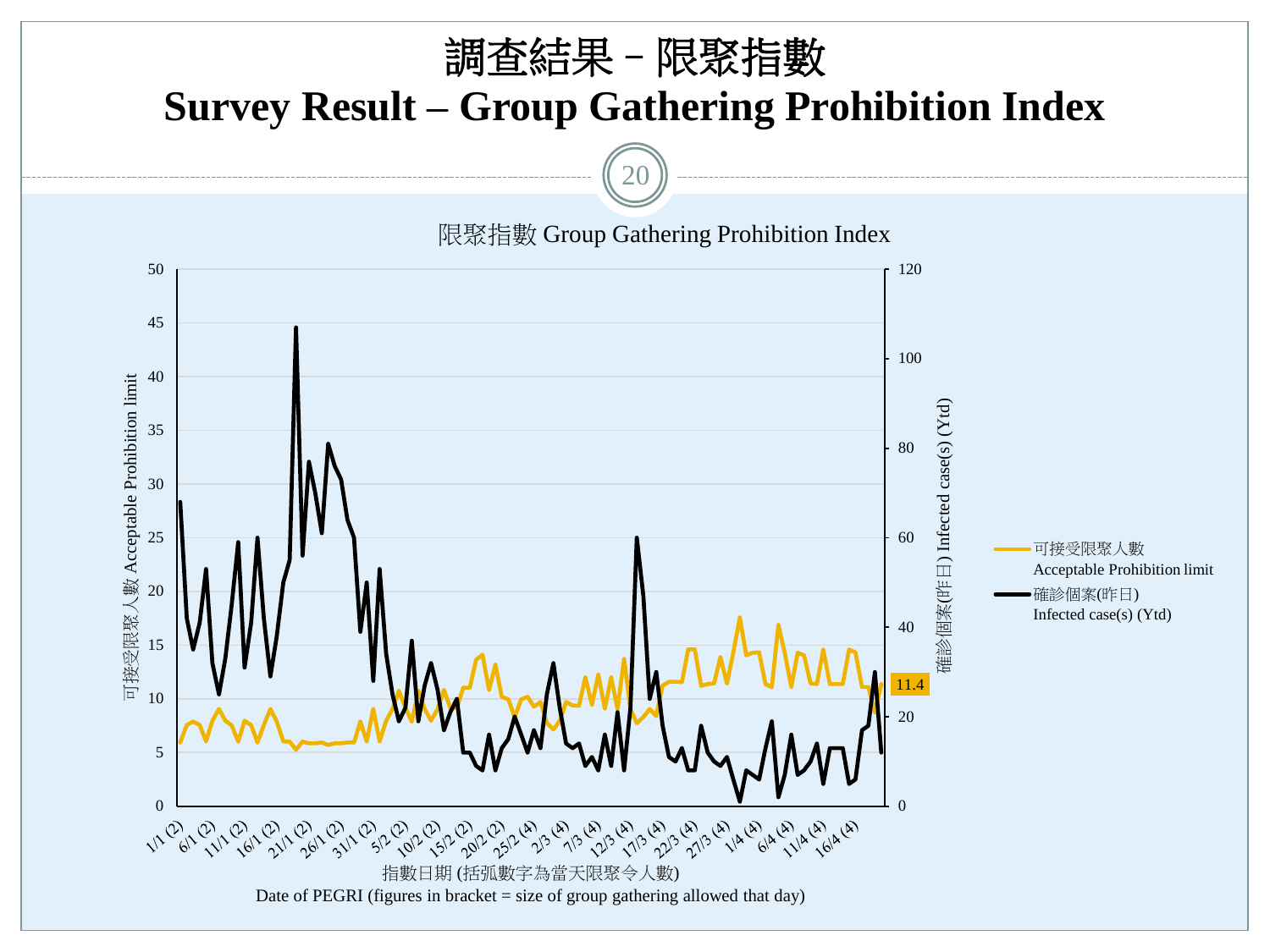# 調查結果 – 限聚指數
# Survey Result – Group Gathering Prohibition Index

限聚指數 Group Gathering Prohibition Index

可接受限聚人數 Acceptable Prohibition limit

確診個案(昨日) Infected case(s) (Ytd)

11.4

— 可接受限聚人數 Acceptable Prohibition limit

— 確診個案(昨日) Infected case(s) (Ytd)

1/1 (2), 6/1 (2), 11/1 (2), 16/1 (2), 21/1 (2), 26/1 (2), 31/1 (2), 5/2 (2), 10/2 (2), 15/2 (2), 20/2 (2), 25/2 (4), 2/3 (4), 7/3 (4), 12/3 (4), 17/3 (4), 22/3 (4), 27/3 (4), 1/4 (4), 6/4 (4), 11/4 (4), 16/4 (4)

指數日期 (括弧數字為當天限聚令人數)

Date of PEGRI (figures in bracket = size of group gathering allowed that day)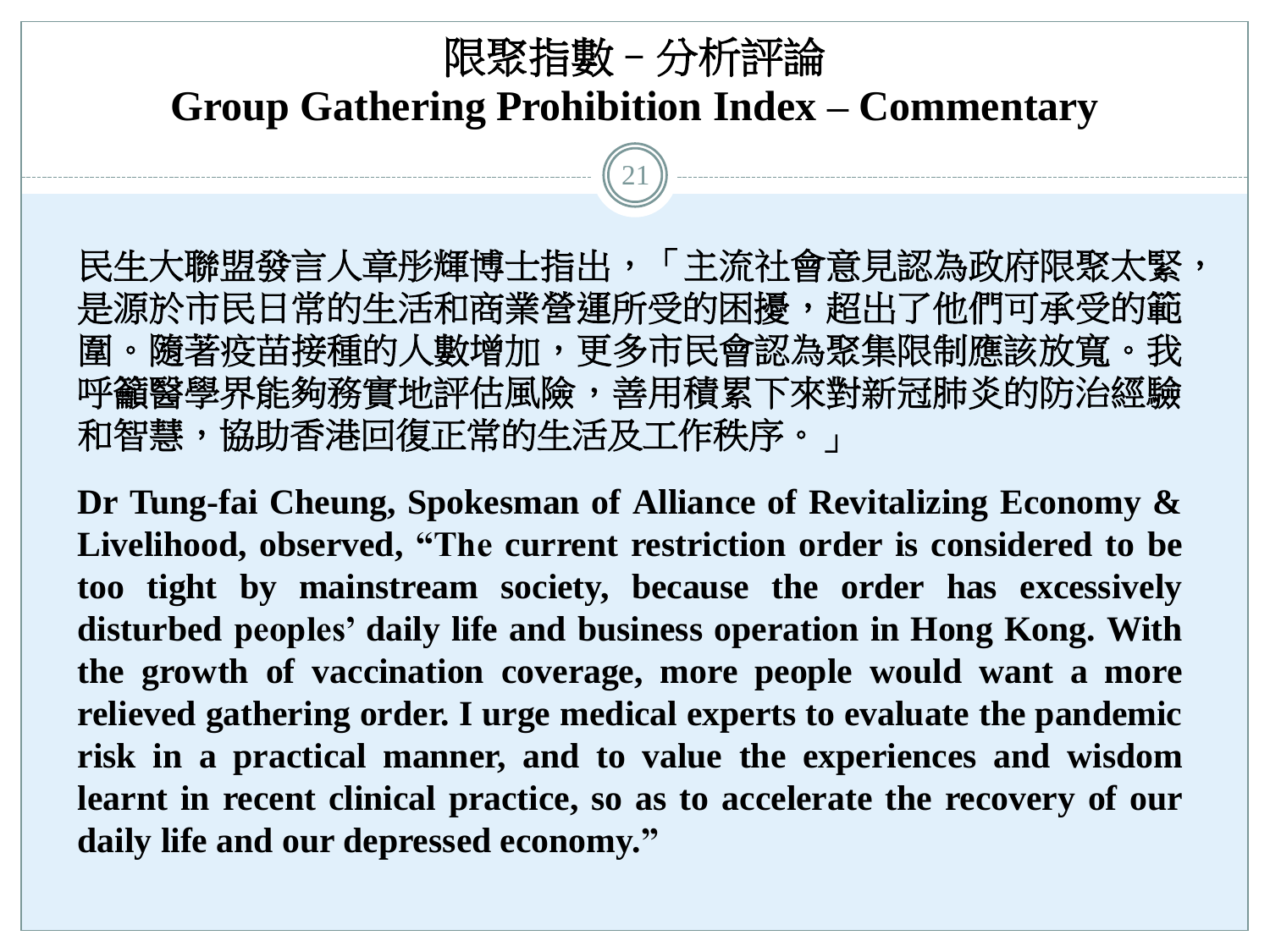# 限聚指數－分析評論
# Group Gathering Prohibition Index – Commentary

民生大聯盟發言人章彤輝博士指出，「主流社會意見認為政府限聚太緊，是源於市民日常的生活和商業營運所受的困擾，超出了他們可承受的範圍。隨著疫苗接種的人數增加，更多市民會認為聚集限制應該放寬。我呼籲醫學界能夠務實地評估風險，善用積累下來對新冠肺炎的防治經驗和智慧，協助香港回復正常的生活及工作秩序。」

**Dr Tung-fai Cheung, Spokesman of Alliance of Revitalizing Economy & Livelihood, observed, "The current restriction order is considered to be too tight by mainstream society, because the order has excessively disturbed peoples' daily life and business operation in Hong Kong. With the growth of vaccination coverage, more people would want a more relieved gathering order. I urge medical experts to evaluate the pandemic risk in a practical manner, and to value the experiences and wisdom learnt in recent clinical practice, so as to accelerate the recovery of our daily life and our depressed economy."**